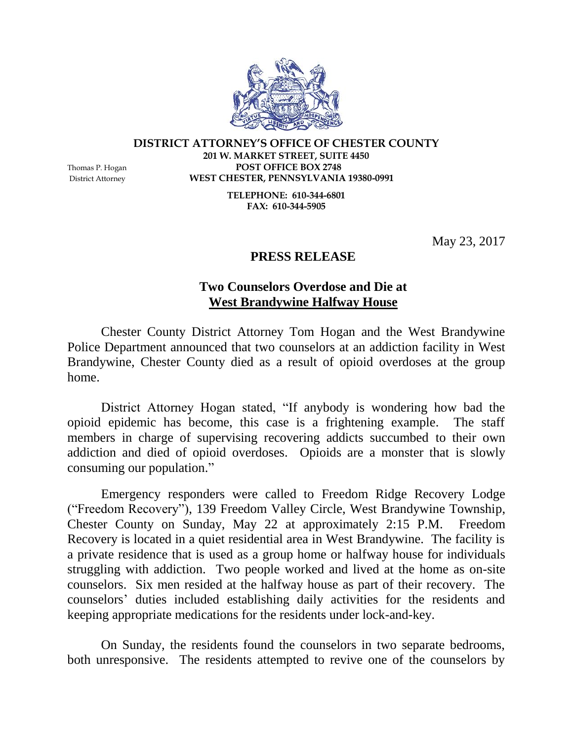**DISTRICT ATTORNEY'S OFFICE OF CHESTER COUNTY**
**201 W. MARKET STREET, SUITE 4450**
**POST OFFICE BOX 2748**
**WEST CHESTER, PENNSYLVANIA 19380-0991**

**TELEPHONE: 610-344-6801**
**FAX: 610-344-5905**

Thomas P. Hogan
District Attorney

May 23, 2017

## PRESS RELEASE

### Two Counselors Overdose and Die at West Brandywine Halfway House

Chester County District Attorney Tom Hogan and the West Brandywine Police Department announced that two counselors at an addiction facility in West Brandywine, Chester County died as a result of opioid overdoses at the group home.

District Attorney Hogan stated, "If anybody is wondering how bad the opioid epidemic has become, this case is a frightening example. The staff members in charge of supervising recovering addicts succumbed to their own addiction and died of opioid overdoses. Opioids are a monster that is slowly consuming our population."

Emergency responders were called to Freedom Ridge Recovery Lodge ("Freedom Recovery"), 139 Freedom Valley Circle, West Brandywine Township, Chester County on Sunday, May 22 at approximately 2:15 P.M. Freedom Recovery is located in a quiet residential area in West Brandywine. The facility is a private residence that is used as a group home or halfway house for individuals struggling with addiction. Two people worked and lived at the home as on-site counselors. Six men resided at the halfway house as part of their recovery. The counselors' duties included establishing daily activities for the residents and keeping appropriate medications for the residents under lock-and-key.

On Sunday, the residents found the counselors in two separate bedrooms, both unresponsive. The residents attempted to revive one of the counselors by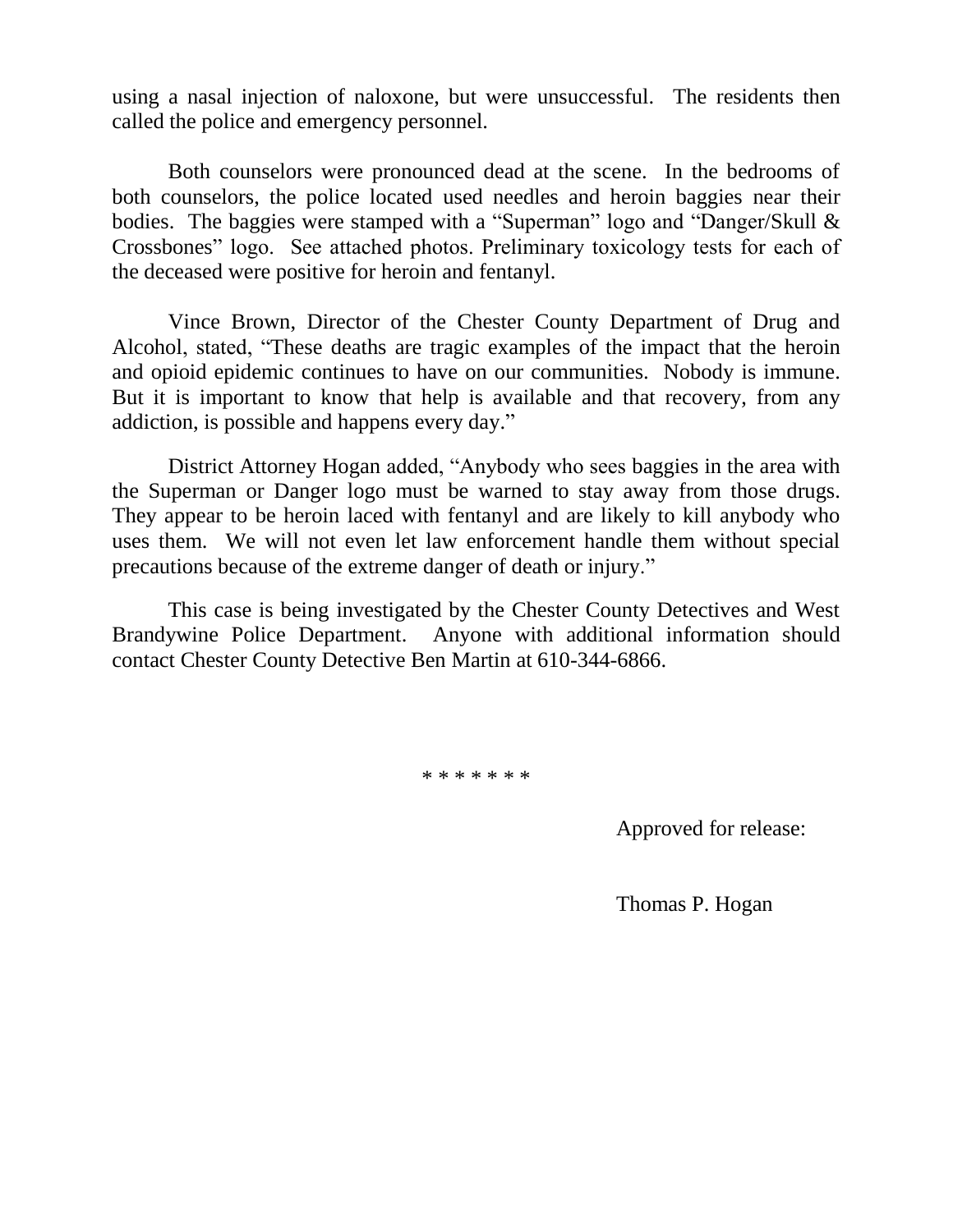using a nasal injection of naloxone, but were unsuccessful. The residents then called the police and emergency personnel.

Both counselors were pronounced dead at the scene. In the bedrooms of both counselors, the police located used needles and heroin baggies near their bodies. The baggies were stamped with a "Superman" logo and "Danger/Skull & Crossbones" logo. See attached photos. Preliminary toxicology tests for each of the deceased were positive for heroin and fentanyl.

Vince Brown, Director of the Chester County Department of Drug and Alcohol, stated, "These deaths are tragic examples of the impact that the heroin and opioid epidemic continues to have on our communities. Nobody is immune. But it is important to know that help is available and that recovery, from any addiction, is possible and happens every day."

District Attorney Hogan added, "Anybody who sees baggies in the area with the Superman or Danger logo must be warned to stay away from those drugs. They appear to be heroin laced with fentanyl and are likely to kill anybody who uses them. We will not even let law enforcement handle them without special precautions because of the extreme danger of death or injury."

This case is being investigated by the Chester County Detectives and West Brandywine Police Department. Anyone with additional information should contact Chester County Detective Ben Martin at 610-344-6866.

* * * * * * *

Approved for release:

Thomas P. Hogan